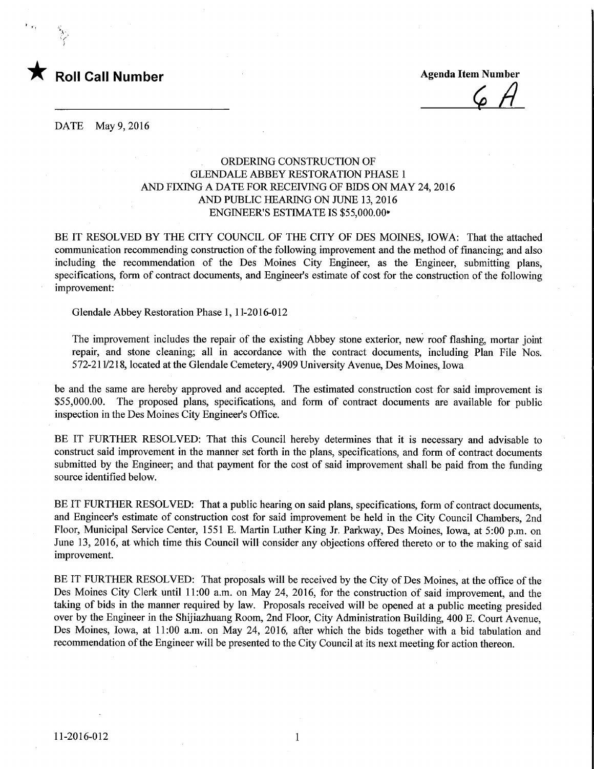★ **Roll Call Number**

**Agenda Item Number**

6 A

DATE May 9, 2016

ORDERING CONSTRUCTION OF
GLENDALE ABBEY RESTORATION PHASE 1
AND FIXING A DATE FOR RECEIVING OF BIDS ON MAY 24, 2016
AND PUBLIC HEARING ON JUNE 13, 2016
ENGINEER'S ESTIMATE IS $55,000.00

BE IT RESOLVED BY THE CITY COUNCIL OF THE CITY OF DES MOINES, IOWA: That the attached communication recommending construction of the following improvement and the method of financing; and also including the recommendation of the Des Moines City Engineer, as the Engineer, submitting plans, specifications, form of contract documents, and Engineer's estimate of cost for the construction of the following improvement:

Glendale Abbey Restoration Phase 1, 11-2016-012

The improvement includes the repair of the existing Abbey stone exterior, new roof flashing, mortar joint repair, and stone cleaning; all in accordance with the contract documents, including Plan File Nos. 572-211/218, located at the Glendale Cemetery, 4909 University Avenue, Des Moines, Iowa

be and the same are hereby approved and accepted. The estimated construction cost for said improvement is $55,000.00. The proposed plans, specifications, and form of contract documents are available for public inspection in the Des Moines City Engineer's Office.

BE IT FURTHER RESOLVED: That this Council hereby determines that it is necessary and advisable to construct said improvement in the manner set forth in the plans, specifications, and form of contract documents submitted by the Engineer; and that payment for the cost of said improvement shall be paid from the funding source identified below.

BE IT FURTHER RESOLVED: That a public hearing on said plans, specifications, form of contract documents, and Engineer's estimate of construction cost for said improvement be held in the City Council Chambers, 2nd Floor, Municipal Service Center, 1551 E. Martin Luther King Jr. Parkway, Des Moines, Iowa, at 5:00 p.m. on June 13, 2016, at which time this Council will consider any objections offered thereto or to the making of said improvement.

BE IT FURTHER RESOLVED: That proposals will be received by the City of Des Moines, at the office of the Des Moines City Clerk until 11:00 a.m. on May 24, 2016, for the construction of said improvement, and the taking of bids in the manner required by law. Proposals received will be opened at a public meeting presided over by the Engineer in the Shijiazhuang Room, 2nd Floor, City Administration Building, 400 E. Court Avenue, Des Moines, Iowa, at 11:00 a.m. on May 24, 2016, after which the bids together with a bid tabulation and recommendation of the Engineer will be presented to the City Council at its next meeting for action thereon.

11-2016-012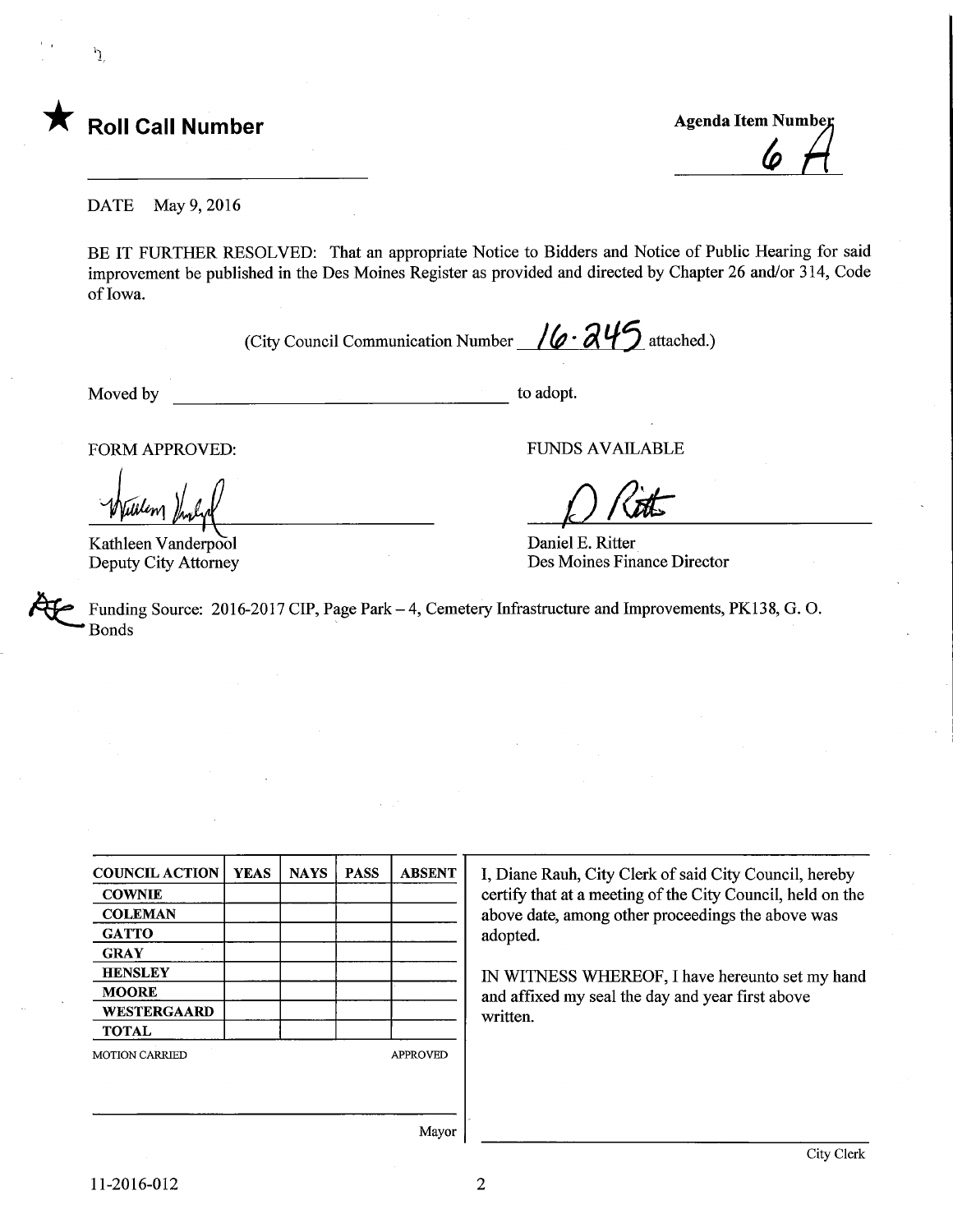★ **Roll Call Number**

**Agenda Item Number**
6 A

DATE May 9, 2016

BE IT FURTHER RESOLVED: That an appropriate Notice to Bidders and Notice of Public Hearing for said improvement be published in the Des Moines Register as provided and directed by Chapter 26 and/or 314, Code of Iowa.

(City Council Communication Number 16-245 attached.)

Moved by ______________________ to adopt.

FORM APPROVED:

Kathleen Vanderpool
Deputy City Attorney

FUNDS AVAILABLE

Daniel E. Ritter
Des Moines Finance Director

Funding Source: 2016-2017 CIP, Page Park – 4, Cemetery Infrastructure and Improvements, PK138, G. O. Bonds

| COUNCIL ACTION | YEAS | NAYS | PASS | ABSENT |
|---|---|---|---|---|
| COWNIE | | | | |
| COLEMAN | | | | |
| GATTO | | | | |
| GRAY | | | | |
| HENSLEY | | | | |
| MOORE | | | | |
| WESTERGAARD | | | | |
| TOTAL | | | | |

MOTION CARRIED APPROVED

Mayor

I, Diane Rauh, City Clerk of said City Council, hereby certify that at a meeting of the City Council, held on the above date, among other proceedings the above was adopted.

IN WITNESS WHEREOF, I have hereunto set my hand and affixed my seal the day and year first above written.

City Clerk

11-2016-012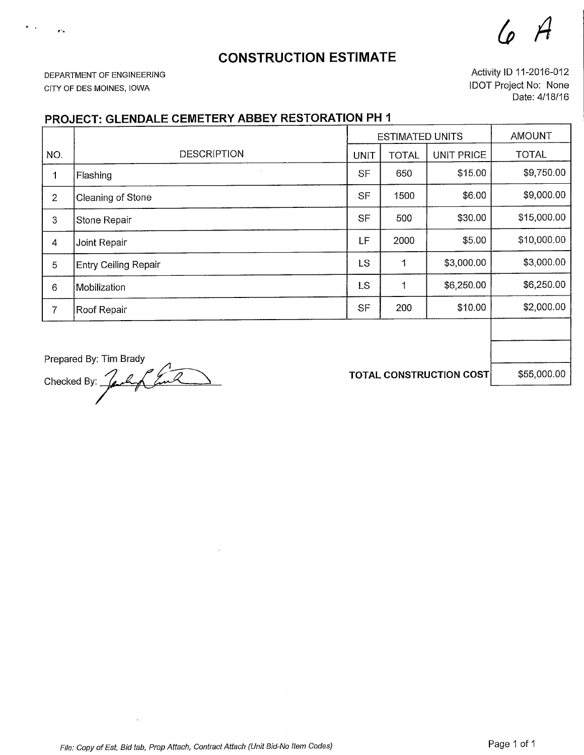6 A

# CONSTRUCTION ESTIMATE

DEPARTMENT OF ENGINEERING
CITY OF DES MOINES, IOWA

Activity ID 11-2016-012
IDOT Project No: None
Date: 4/18/16

## PROJECT: GLENDALE CEMETERY ABBEY RESTORATION PH 1

| NO. | DESCRIPTION | ESTIMATED UNITS | | | AMOUNT |
|---|---|---|---|---|---|
| | | UNIT | TOTAL | UNIT PRICE | TOTAL |
| 1 | Flashing | SF | 650 | $15.00 | $9,750.00 |
| 2 | Cleaning of Stone | SF | 1500 | $6.00 | $9,000.00 |
| 3 | Stone Repair | SF | 500 | $30.00 | $15,000.00 |
| 4 | Joint Repair | LF | 2000 | $5.00 | $10,000.00 |
| 5 | Entry Ceiling Repair | LS | 1 | $3,000.00 | $3,000.00 |
| 6 | Mobilization | LS | 1 | $6,250.00 | $6,250.00 |
| 7 | Roof Repair | SF | 200 | $10.00 | $2,000.00 |

Prepared By: Tim Brady

Checked By: [signature]

**TOTAL CONSTRUCTION COST** $55,000.00

*File: Copy of Est, Bid tab, Prop Attach, Contract Attach (Unit Bid-No Item Codes)*